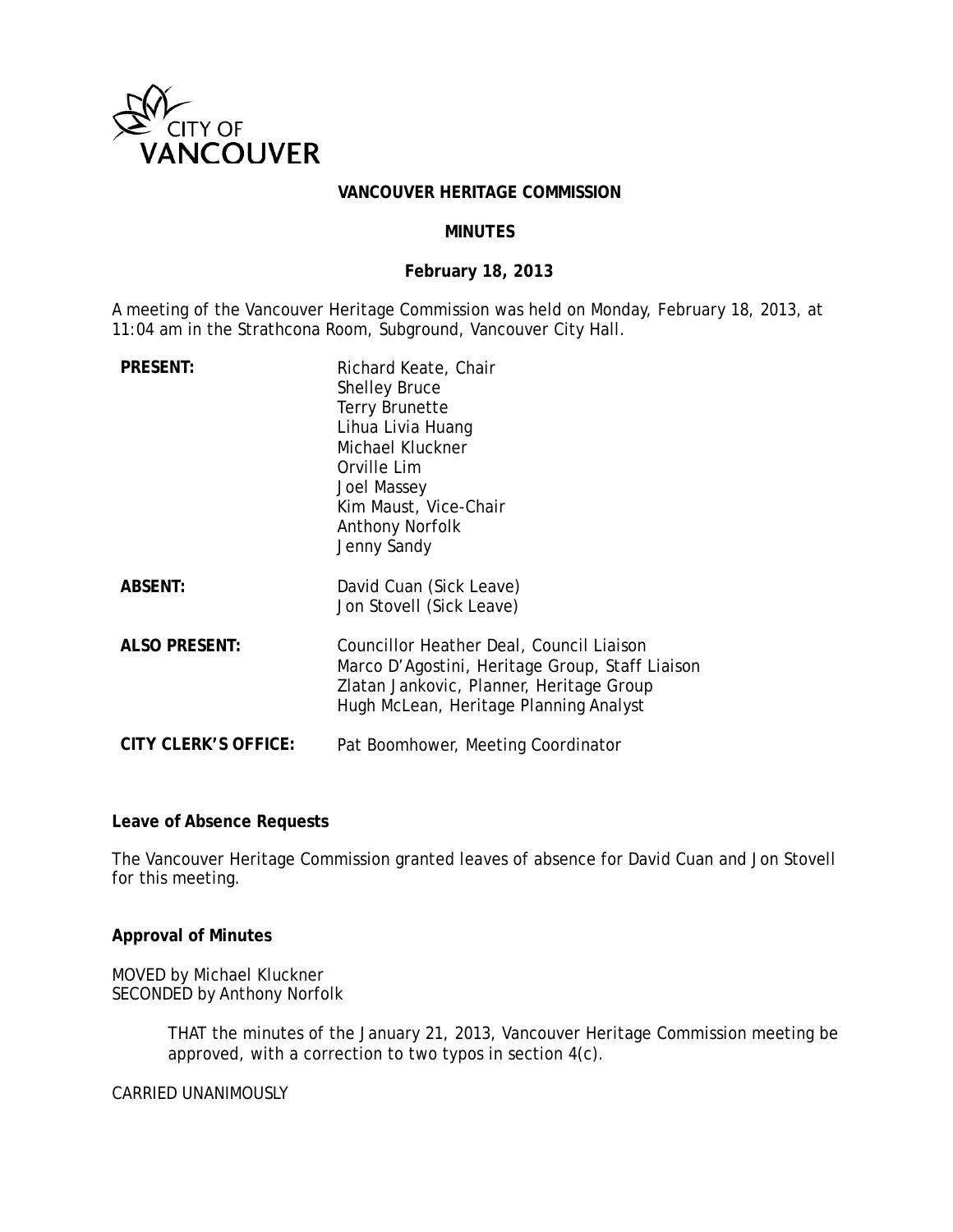CITY OF VANCOUVER

# VANCOUVER HERITAGE COMMISSION

## MINUTES

### February 18, 2013

A meeting of the Vancouver Heritage Commission was held on Monday, February 18, 2013, at 11:04 am in the Strathcona Room, Subground, Vancouver City Hall.

| | |
|---|---|
| **PRESENT:** | Richard Keate, Chair<br>Shelley Bruce<br>Terry Brunette<br>Lihua Livia Huang<br>Michael Kluckner<br>Orville Lim<br>Joel Massey<br>Kim Maust, Vice-Chair<br>Anthony Norfolk<br>Jenny Sandy |
| **ABSENT:** | David Cuan (Sick Leave)<br>Jon Stovell (Sick Leave) |
| **ALSO PRESENT:** | Councillor Heather Deal, Council Liaison<br>Marco D'Agostini, Heritage Group, Staff Liaison<br>Zlatan Jankovic, Planner, Heritage Group<br>Hugh McLean, Heritage Planning Analyst |
| **CITY CLERK'S OFFICE:** | Pat Boomhower, Meeting Coordinator |

**Leave of Absence Requests**

The Vancouver Heritage Commission granted leaves of absence for David Cuan and Jon Stovell for this meeting.

**Approval of Minutes**

MOVED by Michael Kluckner
SECONDED by Anthony Norfolk

> THAT the minutes of the January 21, 2013, Vancouver Heritage Commission meeting be approved, with a correction to two typos in section 4(c).

CARRIED UNANIMOUSLY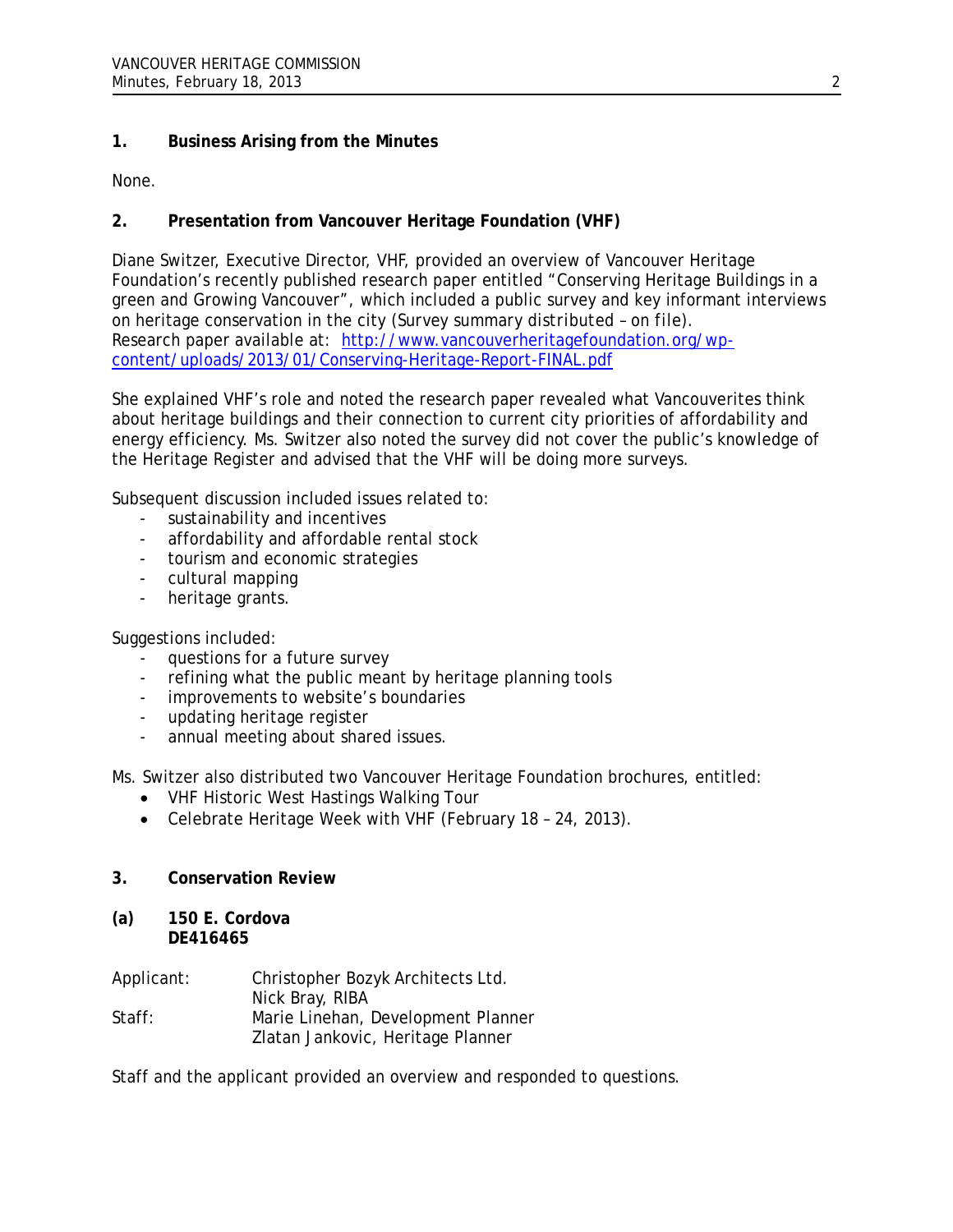## 1. Business Arising from the Minutes

None.

## 2. Presentation from Vancouver Heritage Foundation (VHF)

Diane Switzer, Executive Director, VHF, provided an overview of Vancouver Heritage Foundation's recently published research paper entitled "Conserving Heritage Buildings in a green and Growing Vancouver", which included a public survey and key informant interviews on heritage conservation in the city (Survey summary distributed – on file).
Research paper available at: [http://www.vancouverheritagefoundation.org/wp-content/uploads/2013/01/Conserving-Heritage-Report-FINAL.pdf](http://www.vancouverheritagefoundation.org/wp-content/uploads/2013/01/Conserving-Heritage-Report-FINAL.pdf)

She explained VHF's role and noted the research paper revealed what Vancouverites think about heritage buildings and their connection to current city priorities of affordability and energy efficiency. Ms. Switzer also noted the survey did not cover the public's knowledge of the Heritage Register and advised that the VHF will be doing more surveys.

Subsequent discussion included issues related to:

- sustainability and incentives
- affordability and affordable rental stock
- tourism and economic strategies
- cultural mapping
- heritage grants.

Suggestions included:

- questions for a future survey
- refining what the public meant by heritage planning tools
- improvements to website's boundaries
- updating heritage register
- annual meeting about shared issues.

Ms. Switzer also distributed two Vancouver Heritage Foundation brochures, entitled:

- VHF Historic West Hastings Walking Tour
- Celebrate Heritage Week with VHF (February 18 – 24, 2013).

## 3. Conservation Review

### (a) 150 E. Cordova DE416465

| | |
|---|---|
| Applicant: | Christopher Bozyk Architects Ltd. |
| | Nick Bray, RIBA |
| Staff: | Marie Linehan, Development Planner |
| | Zlatan Jankovic, Heritage Planner |

Staff and the applicant provided an overview and responded to questions.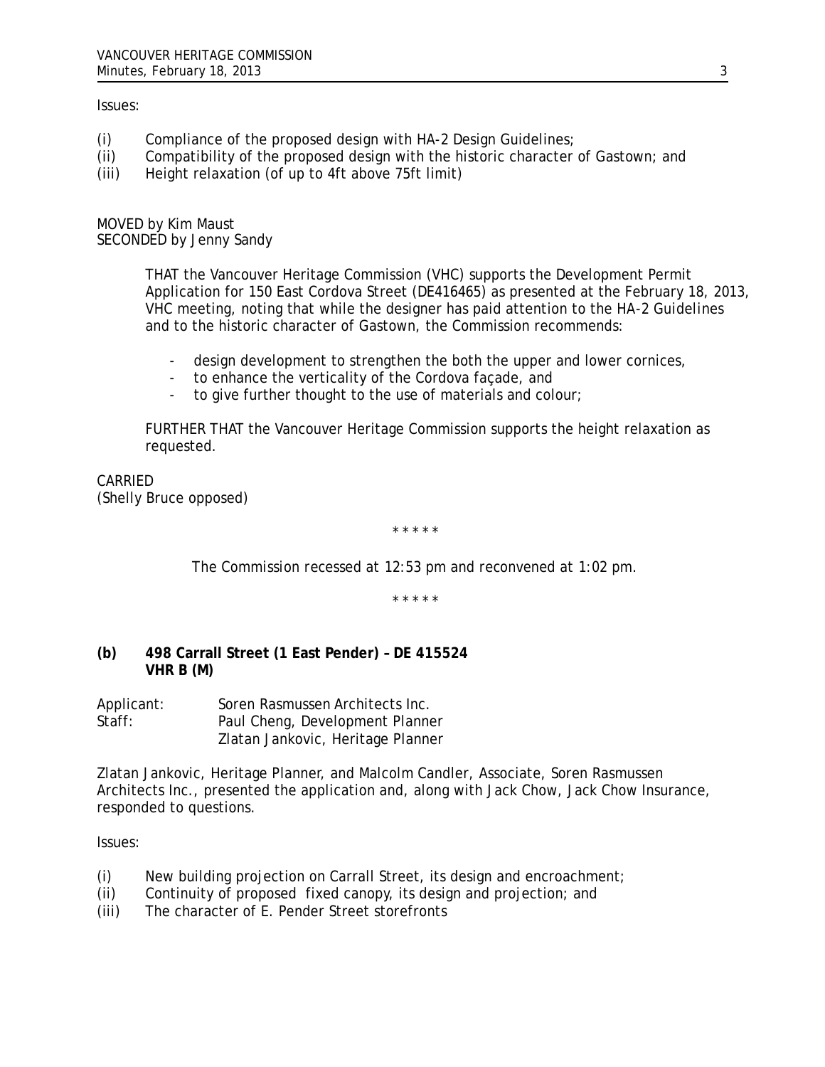Issues:

(i) Compliance of the proposed design with HA-2 Design Guidelines;
(ii) Compatibility of the proposed design with the historic character of Gastown; and
(iii) Height relaxation (of up to 4ft above 75ft limit)

MOVED by Kim Maust
SECONDED by Jenny Sandy

> THAT the Vancouver Heritage Commission (VHC) supports the Development Permit Application for 150 East Cordova Street (DE416465) as presented at the February 18, 2013, VHC meeting, noting that while the designer has paid attention to the HA-2 Guidelines and to the historic character of Gastown, the Commission recommends:
>
> - design development to strengthen the both the upper and lower cornices,
> - to enhance the verticality of the Cordova façade, and
> - to give further thought to the use of materials and colour;
>
> FURTHER THAT the Vancouver Heritage Commission supports the height relaxation as requested.

CARRIED
(Shelly Bruce opposed)

\* \* \* \* \*

The Commission recessed at 12:53 pm and reconvened at 1:02 pm.

\* \* \* \* \*

**(b) 498 Carrall Street (1 East Pender) – DE 415524**
**VHR B (M)**

Applicant: Soren Rasmussen Architects Inc.
Staff: Paul Cheng, Development Planner
Zlatan Jankovic, Heritage Planner

Zlatan Jankovic, Heritage Planner, and Malcolm Candler, Associate, Soren Rasmussen Architects Inc., presented the application and, along with Jack Chow, Jack Chow Insurance, responded to questions.

Issues:

(i) New building projection on Carrall Street, its design and encroachment;
(ii) Continuity of proposed fixed canopy, its design and projection; and
(iii) The character of E. Pender Street storefronts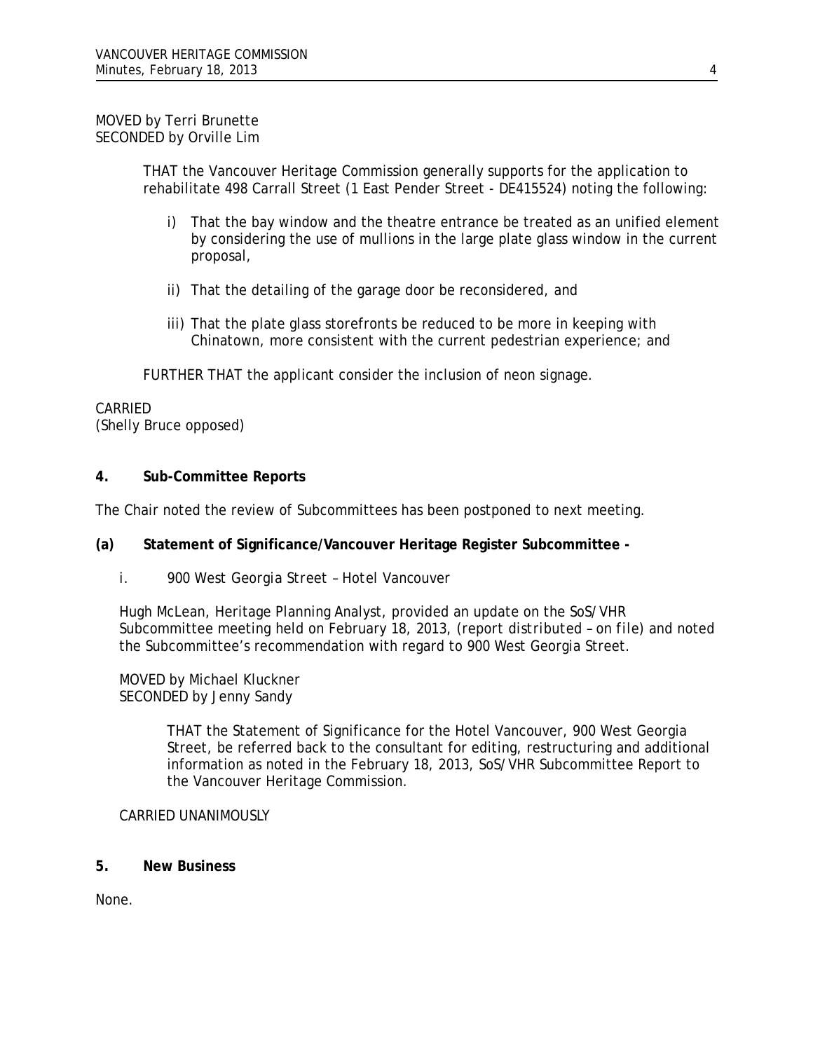MOVED by Terri Brunette
SECONDED by Orville Lim

> THAT the Vancouver Heritage Commission generally supports for the application to rehabilitate 498 Carrall Street (1 East Pender Street - DE415524) noting the following:
>
> i) That the bay window and the theatre entrance be treated as an unified element by considering the use of mullions in the large plate glass window in the current proposal,
>
> ii) That the detailing of the garage door be reconsidered, and
>
> iii) That the plate glass storefronts be reduced to be more in keeping with Chinatown, more consistent with the current pedestrian experience; and
>
> FURTHER THAT the applicant consider the inclusion of neon signage.

CARRIED
(Shelly Bruce opposed)

## 4. Sub-Committee Reports

The Chair noted the review of Subcommittees has been postponed to next meeting.

### (a) Statement of Significance/Vancouver Heritage Register Subcommittee -

i. 900 West Georgia Street – Hotel Vancouver

Hugh McLean, Heritage Planning Analyst, provided an update on the SoS/VHR Subcommittee meeting held on February 18, 2013, (*report distributed – on file*) and noted the Subcommittee's recommendation with regard to 900 West Georgia Street.

MOVED by Michael Kluckner
SECONDED by Jenny Sandy

> THAT the Statement of Significance for the Hotel Vancouver, 900 West Georgia Street, be referred back to the consultant for editing, restructuring and additional information as noted in the February 18, 2013, SoS/VHR Subcommittee Report to the Vancouver Heritage Commission.

CARRIED UNANIMOUSLY

## 5. New Business

None.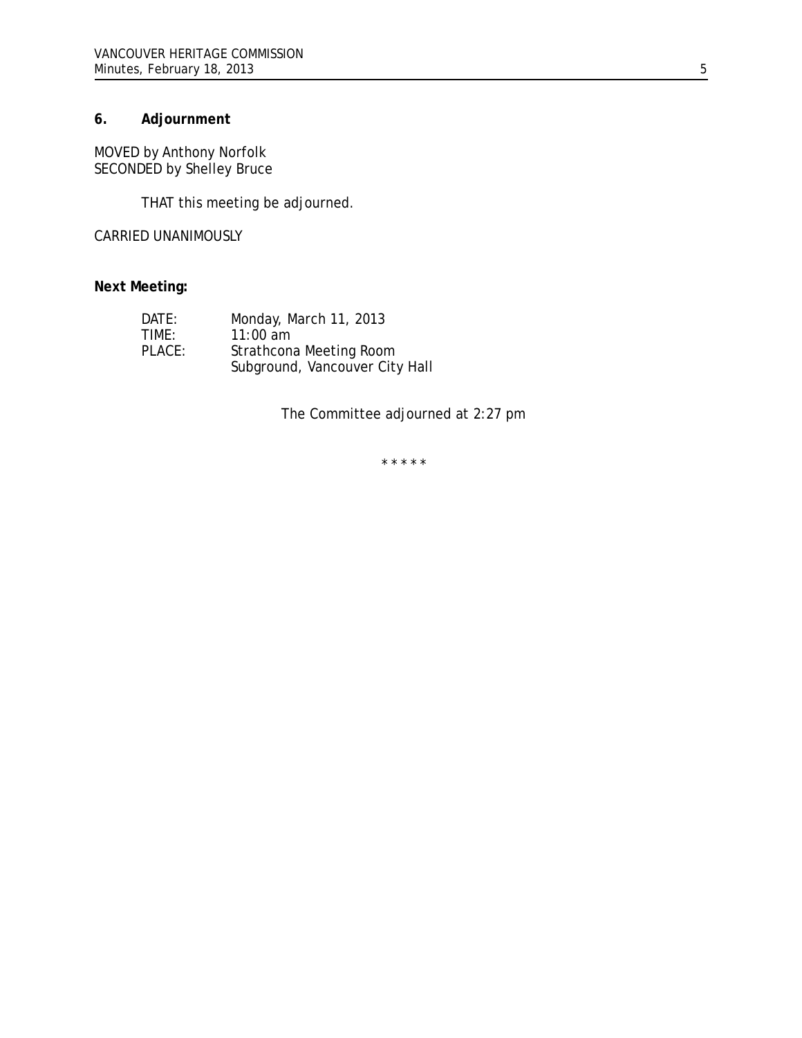## 6. Adjournment

MOVED by Anthony Norfolk
SECONDED by Shelley Bruce

THAT this meeting be adjourned.

CARRIED UNANIMOUSLY

**Next Meeting:**

| | |
|---|---|
| DATE: | Monday, March 11, 2013 |
| TIME: | 11:00 am |
| PLACE: | Strathcona Meeting Room<br>Subground, Vancouver City Hall |

The Committee adjourned at 2:27 pm

\* \* \* \* \*